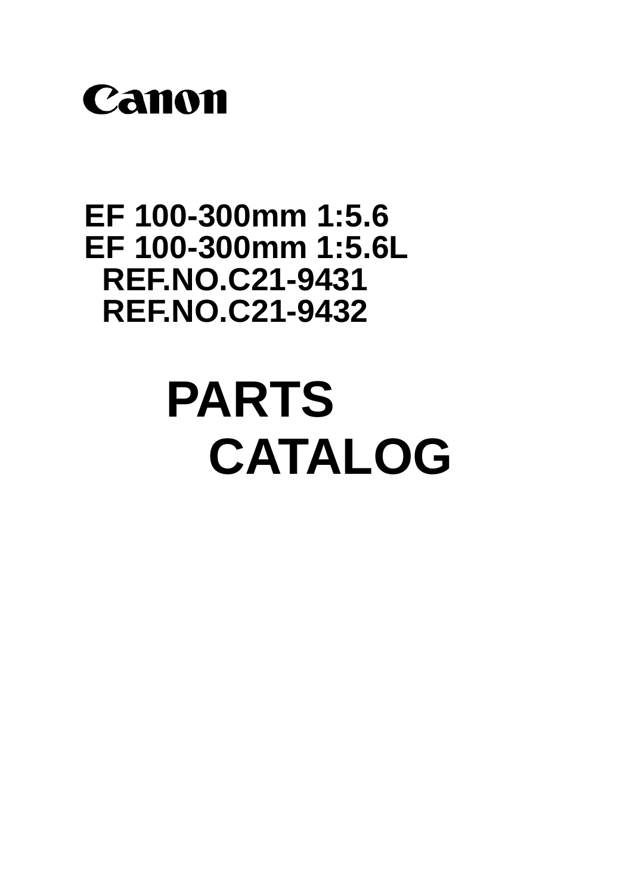Canon

EF 100-300mm 1:5.6
EF 100-300mm 1:5.6L
REF.NO.C21-9431
REF.NO.C21-9432

# PARTS CATALOG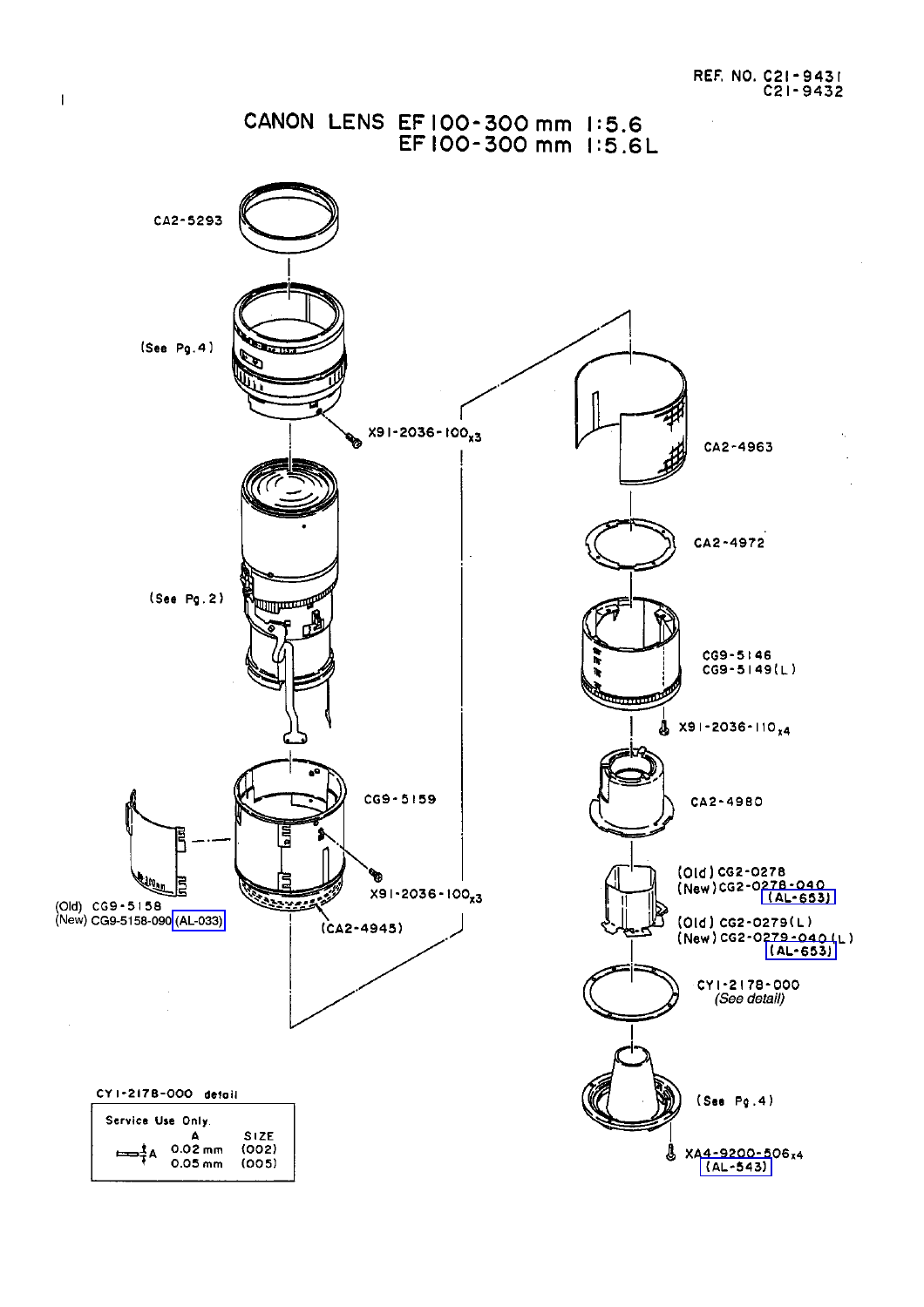REF. NO. C21-9431
C21-9432

# CANON LENS EF100-300mm 1:5.6
# EF100-300mm 1:5.6L

CA2-5293

(See Pg.4)

X91-2036-100x3

(See Pg.2)

CG9-5159

X91-2036-100x3

(Old) CG9-5158
(New) CG9-5158-090 (AL-033)

(CA2-4945)

CA2-4963

CA2-4972

CG9-5146
CG9-5149(L)

X91-2036-110x4

CA2-4980

(Old) CG2-0278
(New) CG2-0278-040 (AL-653)

(Old) CG2-0279(L)
(New) CG2-0279-040(L) (AL-653)

CY1-2178-000
*(See detail)*

(See Pg.4)

XA4-9200-506x4 (AL-543)

CY1-2178-000 detail

| Service Use Only. | |
|---|---|
| A | SIZE |
| 0.02 mm | (002) |
| 0.05 mm | (005) |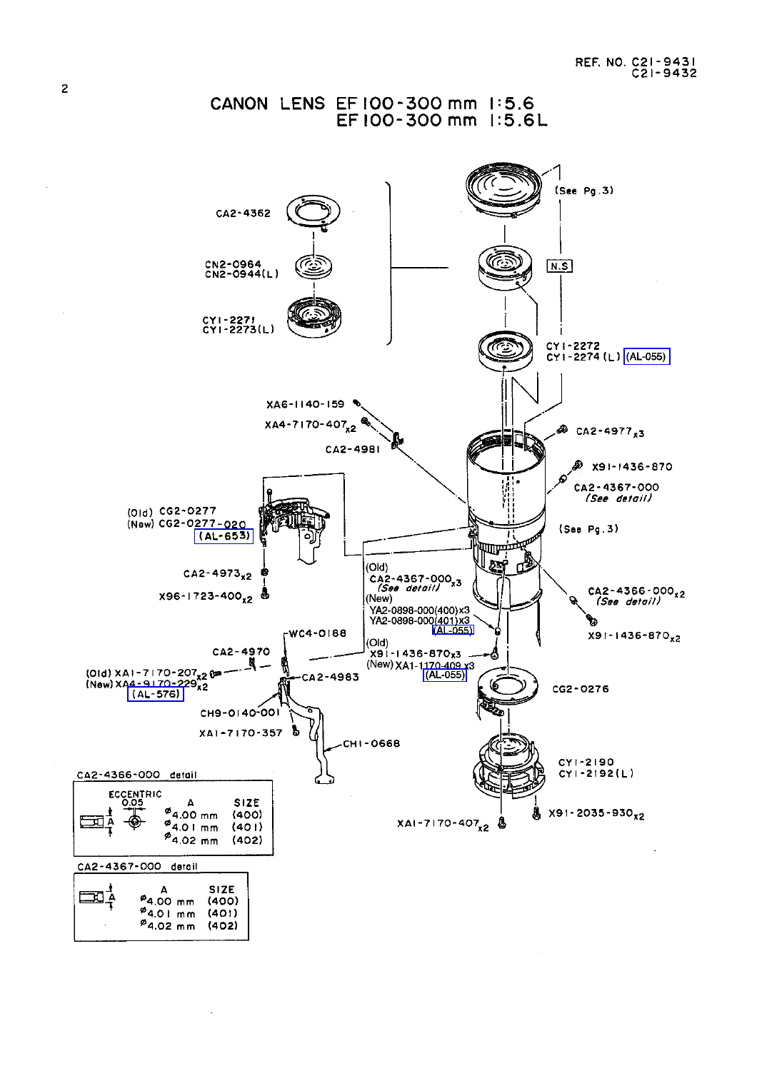REF. NO. C21-9431
C21-9432

# CANON LENS EF 100-300 mm 1:5.6
# EF 100-300 mm 1:5.6L

(See Pg. 3)

CA2-4362

CN2-0964
CN2-0944(L)

N.S

CY1-2271
CY1-2273(L)

CY1-2272
CY1-2274 (L) (AL-055)

XA6-1140-159

XA4-7170-407x2

CA2-4981

CA2-4977x3

X91-1436-870

CA2-4367-000
*(See detail)*

(Old) CG2-0277
(New) CG2-0277-020
(AL-653)

(See Pg. 3)

CA2-4973x2

X96-1723-400x2

(Old)
CA2-4367-000x3
*(See detail)*
(New)
YA2-0898-000(400)x3
YA2-0898-000(401)x3
(AL-055)

CA2-4366-000x2
*(See detail)*

X91-1436-870x2

WC4-0188

CA2-4970

(Old)
X91-1436-870x3
(New) XA1-1170-409 x3
(AL-055)

(Old) XA1-7170-207x2
(New) XA4-9170-229x2
(AL-576)

CA2-4983

CG2-0276

CH9-0140-001

XA1-7170-357

CH1-0668

CY1-2190
CY1-2192(L)

XA1-7170-407x2

X91-2035-930x2

CA2-4366-000 detail

ECCENTRIC 0.05

| A | SIZE |
|---|---|
| ø4.00 mm | (400) |
| ø4.01 mm | (401) |
| ø4.02 mm | (402) |

CA2-4367-000 detail

| A | SIZE |
|---|---|
| ø4.00 mm | (400) |
| ø4.01 mm | (401) |
| ø4.02 mm | (402) |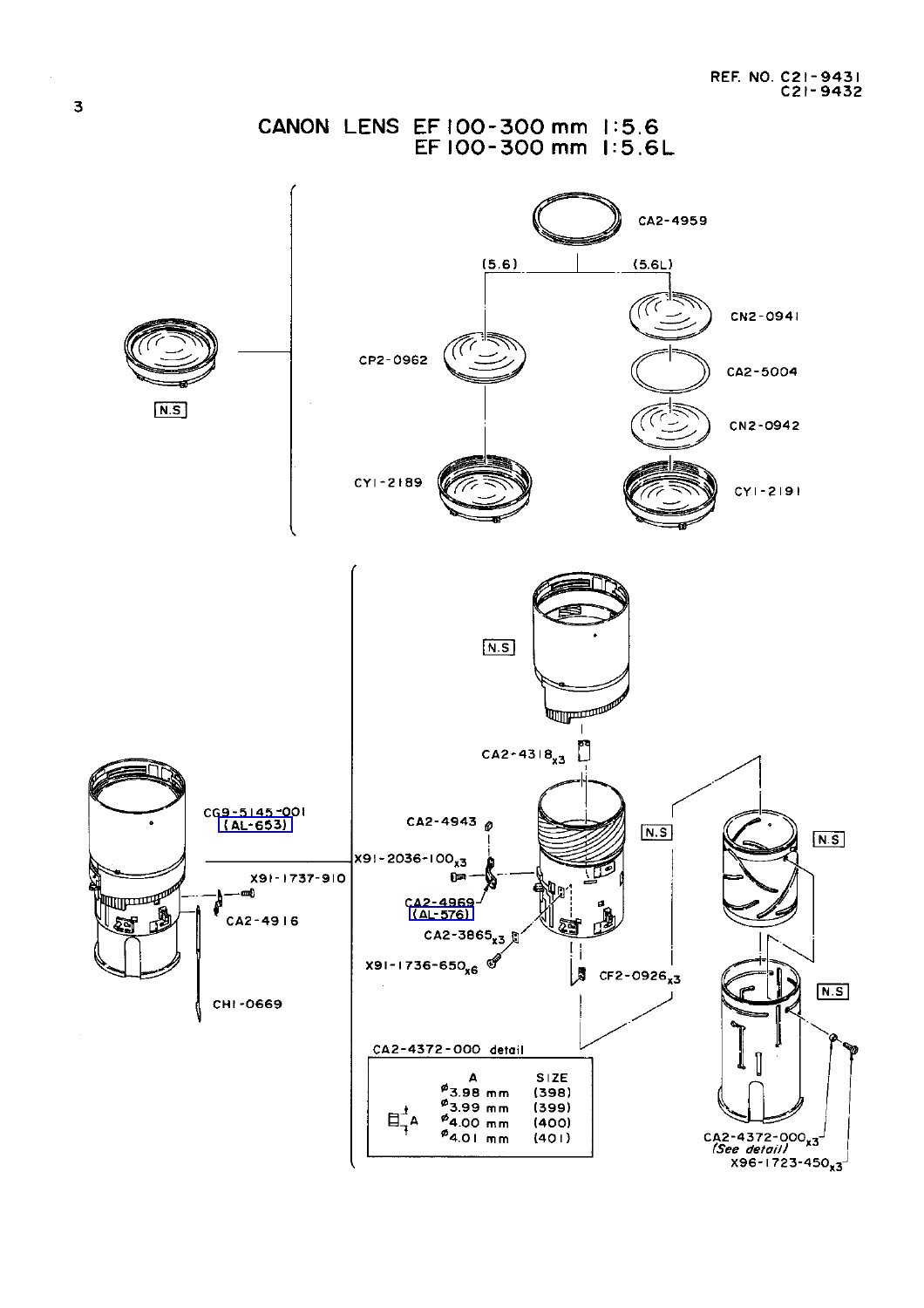REF. NO. C21-9431
C21-9432

# CANON LENS EF 100-300 mm 1:5.6
# EF 100-300 mm 1:5.6L

N.S

CA2-4959

(5.6)

(5.6L)

CP2-0962

CN2-0941

CA2-5004

CN2-0942

CY1-2189

CY1-2191

N.S

CA2-4318 x3

CG9-5145-001
(AL-653)

CA2-4943

N.S

N.S

X91-2036-100 x3

X91-1737-910

CA2-4969
(AL-576)

CA2-4916

CA2-3865 x3

X91-1736-650 x6

CF2-0926 x3

N.S

CH1-0669

CA2-4372-000 detail

| A | SIZE |
|---|---|
| ø3.98 mm | (398) |
| ø3.99 mm | (399) |
| ø4.00 mm | (400) |
| ø4.01 mm | (401) |

CA2-4372-000 x3
*(See detail)*
X96-1723-450 x3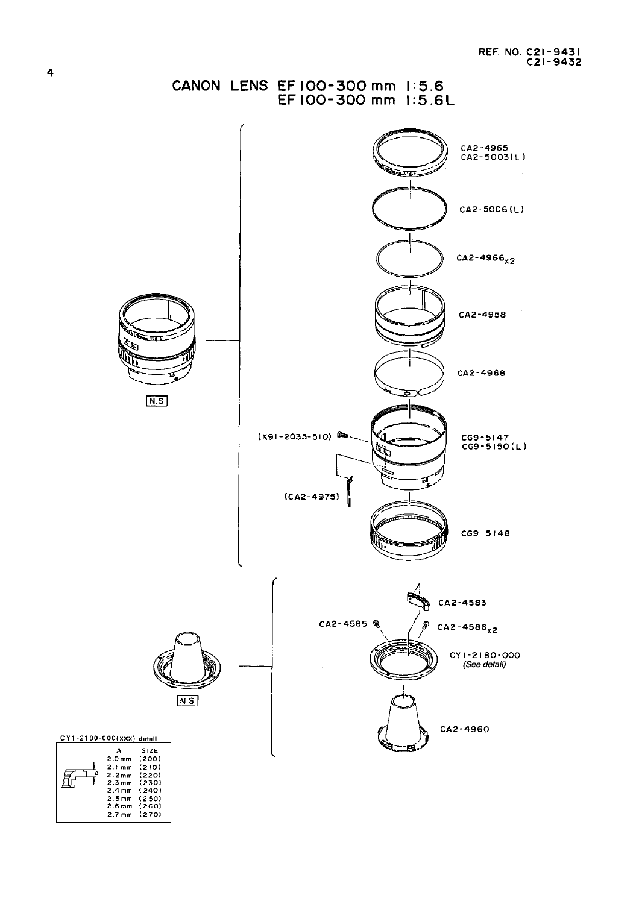REF. NO. C21-9431
C21-9432

# CANON LENS EF100-300 mm 1:5.6
# EF100-300 mm 1:5.6L

N.S

CA2-4965
CA2-5003(L)

CA2-5006(L)

CA2-4966 x2

CA2-4958

CA2-4968

(X91-2035-510)

CG9-5147
CG9-5150(L)

(CA2-4975)

CG9-5148

N.S

CA2-4583

CA2-4585

CA2-4586 x2

CY1-2180-000
*(See detail)*

CA2-4960

**CY1-2180-000(xxx) detail**

| A | SIZE |
| --- | --- |
| 2.0 mm | (200) |
| 2.1 mm | (210) |
| 2.2 mm | (220) |
| 2.3 mm | (230) |
| 2.4 mm | (240) |
| 2.5 mm | (250) |
| 2.6 mm | (260) |
| 2.7 mm | (270) |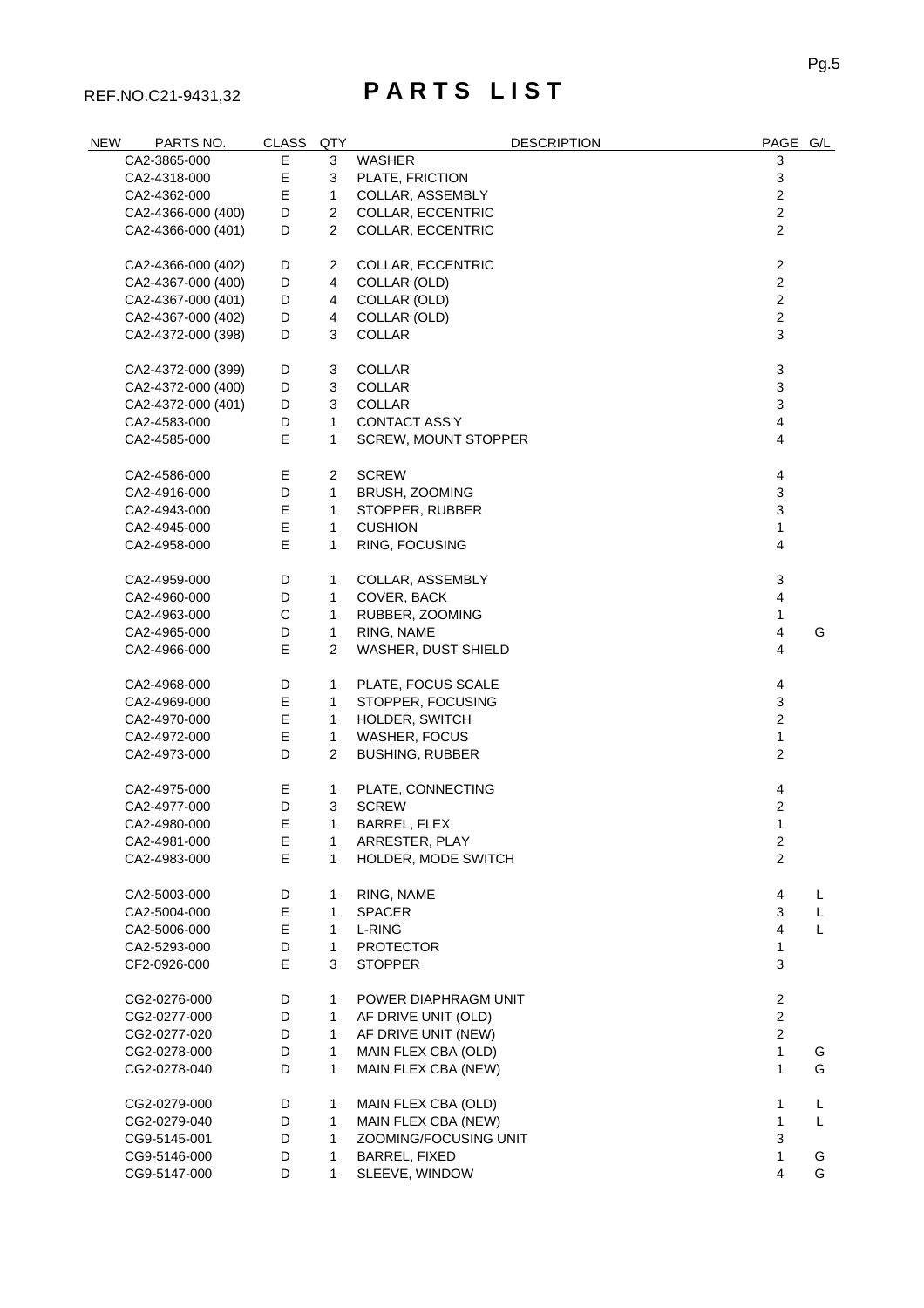REF.NO.C21-9431,32

# P A R T S L I S T

| NEW | PARTS NO. | CLASS | QTY | DESCRIPTION | PAGE | G/L |
|---|---|---|---|---|---|---|
| | CA2-3865-000 | E | 3 | WASHER | 3 | |
| | CA2-4318-000 | E | 3 | PLATE, FRICTION | 3 | |
| | CA2-4362-000 | E | 1 | COLLAR, ASSEMBLY | 2 | |
| | CA2-4366-000 (400) | D | 2 | COLLAR, ECCENTRIC | 2 | |
| | CA2-4366-000 (401) | D | 2 | COLLAR, ECCENTRIC | 2 | |
| | CA2-4366-000 (402) | D | 2 | COLLAR, ECCENTRIC | 2 | |
| | CA2-4367-000 (400) | D | 4 | COLLAR (OLD) | 2 | |
| | CA2-4367-000 (401) | D | 4 | COLLAR (OLD) | 2 | |
| | CA2-4367-000 (402) | D | 4 | COLLAR (OLD) | 2 | |
| | CA2-4372-000 (398) | D | 3 | COLLAR | 3 | |
| | CA2-4372-000 (399) | D | 3 | COLLAR | 3 | |
| | CA2-4372-000 (400) | D | 3 | COLLAR | 3 | |
| | CA2-4372-000 (401) | D | 3 | COLLAR | 3 | |
| | CA2-4583-000 | D | 1 | CONTACT ASS'Y | 4 | |
| | CA2-4585-000 | E | 1 | SCREW, MOUNT STOPPER | 4 | |
| | CA2-4586-000 | E | 2 | SCREW | 4 | |
| | CA2-4916-000 | D | 1 | BRUSH, ZOOMING | 3 | |
| | CA2-4943-000 | E | 1 | STOPPER, RUBBER | 3 | |
| | CA2-4945-000 | E | 1 | CUSHION | 1 | |
| | CA2-4958-000 | E | 1 | RING, FOCUSING | 4 | |
| | CA2-4959-000 | D | 1 | COLLAR, ASSEMBLY | 3 | |
| | CA2-4960-000 | D | 1 | COVER, BACK | 4 | |
| | CA2-4963-000 | C | 1 | RUBBER, ZOOMING | 1 | |
| | CA2-4965-000 | D | 1 | RING, NAME | 4 | G |
| | CA2-4966-000 | E | 2 | WASHER, DUST SHIELD | 4 | |
| | CA2-4968-000 | D | 1 | PLATE, FOCUS SCALE | 4 | |
| | CA2-4969-000 | E | 1 | STOPPER, FOCUSING | 3 | |
| | CA2-4970-000 | E | 1 | HOLDER, SWITCH | 2 | |
| | CA2-4972-000 | E | 1 | WASHER, FOCUS | 1 | |
| | CA2-4973-000 | D | 2 | BUSHING, RUBBER | 2 | |
| | CA2-4975-000 | E | 1 | PLATE, CONNECTING | 4 | |
| | CA2-4977-000 | D | 3 | SCREW | 2 | |
| | CA2-4980-000 | E | 1 | BARREL, FLEX | 1 | |
| | CA2-4981-000 | E | 1 | ARRESTER, PLAY | 2 | |
| | CA2-4983-000 | E | 1 | HOLDER, MODE SWITCH | 2 | |
| | CA2-5003-000 | D | 1 | RING, NAME | 4 | L |
| | CA2-5004-000 | E | 1 | SPACER | 3 | L |
| | CA2-5006-000 | E | 1 | L-RING | 4 | L |
| | CA2-5293-000 | D | 1 | PROTECTOR | 1 | |
| | CF2-0926-000 | E | 3 | STOPPER | 3 | |
| | CG2-0276-000 | D | 1 | POWER DIAPHRAGM UNIT | 2 | |
| | CG2-0277-000 | D | 1 | AF DRIVE UNIT (OLD) | 2 | |
| | CG2-0277-020 | D | 1 | AF DRIVE UNIT (NEW) | 2 | |
| | CG2-0278-000 | D | 1 | MAIN FLEX CBA (OLD) | 1 | G |
| | CG2-0278-040 | D | 1 | MAIN FLEX CBA (NEW) | 1 | G |
| | CG2-0279-000 | D | 1 | MAIN FLEX CBA (OLD) | 1 | L |
| | CG2-0279-040 | D | 1 | MAIN FLEX CBA (NEW) | 1 | L |
| | CG9-5145-001 | D | 1 | ZOOMING/FOCUSING UNIT | 3 | |
| | CG9-5146-000 | D | 1 | BARREL, FIXED | 1 | G |
| | CG9-5147-000 | D | 1 | SLEEVE, WINDOW | 4 | G |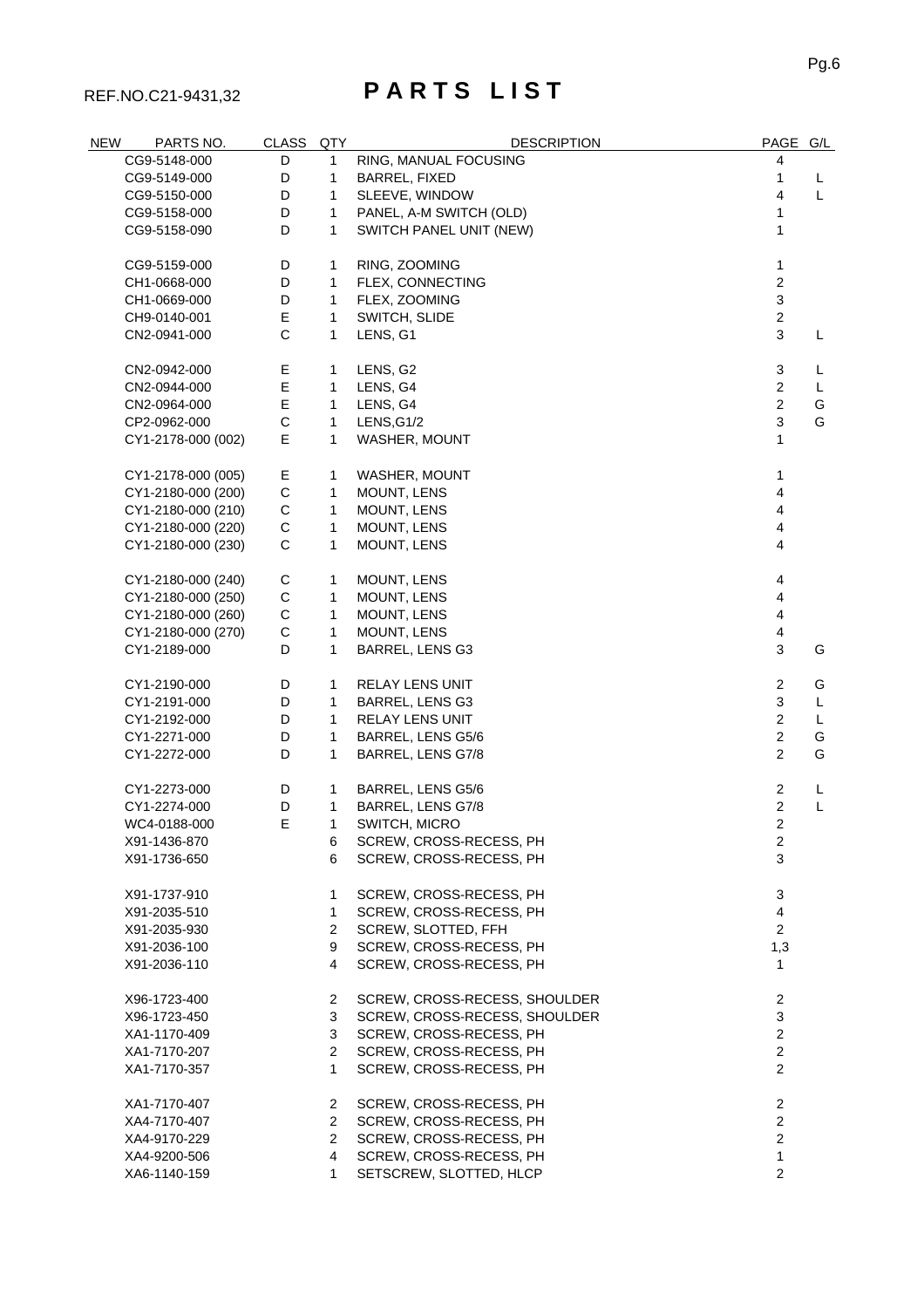REF.NO.C21-9431,32

# PARTS LIST

| NEW | PARTS NO. | CLASS | QTY | DESCRIPTION | PAGE | G/L |
|---|---|---|---|---|---|---|
| | CG9-5148-000 | D | 1 | RING, MANUAL FOCUSING | 4 | |
| | CG9-5149-000 | D | 1 | BARREL, FIXED | 1 | L |
| | CG9-5150-000 | D | 1 | SLEEVE, WINDOW | 4 | L |
| | CG9-5158-000 | D | 1 | PANEL, A-M SWITCH (OLD) | 1 | |
| | CG9-5158-090 | D | 1 | SWITCH PANEL UNIT (NEW) | 1 | |
| | CG9-5159-000 | D | 1 | RING, ZOOMING | 1 | |
| | CH1-0668-000 | D | 1 | FLEX, CONNECTING | 2 | |
| | CH1-0669-000 | D | 1 | FLEX, ZOOMING | 3 | |
| | CH9-0140-001 | E | 1 | SWITCH, SLIDE | 2 | |
| | CN2-0941-000 | C | 1 | LENS, G1 | 3 | L |
| | CN2-0942-000 | E | 1 | LENS, G2 | 3 | L |
| | CN2-0944-000 | E | 1 | LENS, G4 | 2 | L |
| | CN2-0964-000 | E | 1 | LENS, G4 | 2 | G |
| | CP2-0962-000 | C | 1 | LENS,G1/2 | 3 | G |
| | CY1-2178-000 (002) | E | 1 | WASHER, MOUNT | 1 | |
| | CY1-2178-000 (005) | E | 1 | WASHER, MOUNT | 1 | |
| | CY1-2180-000 (200) | C | 1 | MOUNT, LENS | 4 | |
| | CY1-2180-000 (210) | C | 1 | MOUNT, LENS | 4 | |
| | CY1-2180-000 (220) | C | 1 | MOUNT, LENS | 4 | |
| | CY1-2180-000 (230) | C | 1 | MOUNT, LENS | 4 | |
| | CY1-2180-000 (240) | C | 1 | MOUNT, LENS | 4 | |
| | CY1-2180-000 (250) | C | 1 | MOUNT, LENS | 4 | |
| | CY1-2180-000 (260) | C | 1 | MOUNT, LENS | 4 | |
| | CY1-2180-000 (270) | C | 1 | MOUNT, LENS | 4 | |
| | CY1-2189-000 | D | 1 | BARREL, LENS G3 | 3 | G |
| | CY1-2190-000 | D | 1 | RELAY LENS UNIT | 2 | G |
| | CY1-2191-000 | D | 1 | BARREL, LENS G3 | 3 | L |
| | CY1-2192-000 | D | 1 | RELAY LENS UNIT | 2 | L |
| | CY1-2271-000 | D | 1 | BARREL, LENS G5/6 | 2 | G |
| | CY1-2272-000 | D | 1 | BARREL, LENS G7/8 | 2 | G |
| | CY1-2273-000 | D | 1 | BARREL, LENS G5/6 | 2 | L |
| | CY1-2274-000 | D | 1 | BARREL, LENS G7/8 | 2 | L |
| | WC4-0188-000 | E | 1 | SWITCH, MICRO | 2 | |
| | X91-1436-870 | | 6 | SCREW, CROSS-RECESS, PH | 2 | |
| | X91-1736-650 | | 6 | SCREW, CROSS-RECESS, PH | 3 | |
| | X91-1737-910 | | 1 | SCREW, CROSS-RECESS, PH | 3 | |
| | X91-2035-510 | | 1 | SCREW, CROSS-RECESS, PH | 4 | |
| | X91-2035-930 | | 2 | SCREW, SLOTTED, FFH | 2 | |
| | X91-2036-100 | | 9 | SCREW, CROSS-RECESS, PH | 1,3 | |
| | X91-2036-110 | | 4 | SCREW, CROSS-RECESS, PH | 1 | |
| | X96-1723-400 | | 2 | SCREW, CROSS-RECESS, SHOULDER | 2 | |
| | X96-1723-450 | | 3 | SCREW, CROSS-RECESS, SHOULDER | 3 | |
| | XA1-1170-409 | | 3 | SCREW, CROSS-RECESS, PH | 2 | |
| | XA1-7170-207 | | 2 | SCREW, CROSS-RECESS, PH | 2 | |
| | XA1-7170-357 | | 1 | SCREW, CROSS-RECESS, PH | 2 | |
| | XA1-7170-407 | | 2 | SCREW, CROSS-RECESS, PH | 2 | |
| | XA4-7170-407 | | 2 | SCREW, CROSS-RECESS, PH | 2 | |
| | XA4-9170-229 | | 2 | SCREW, CROSS-RECESS, PH | 2 | |
| | XA4-9200-506 | | 4 | SCREW, CROSS-RECESS, PH | 1 | |
| | XA6-1140-159 | | 1 | SETSCREW, SLOTTED, HLCP | 2 | |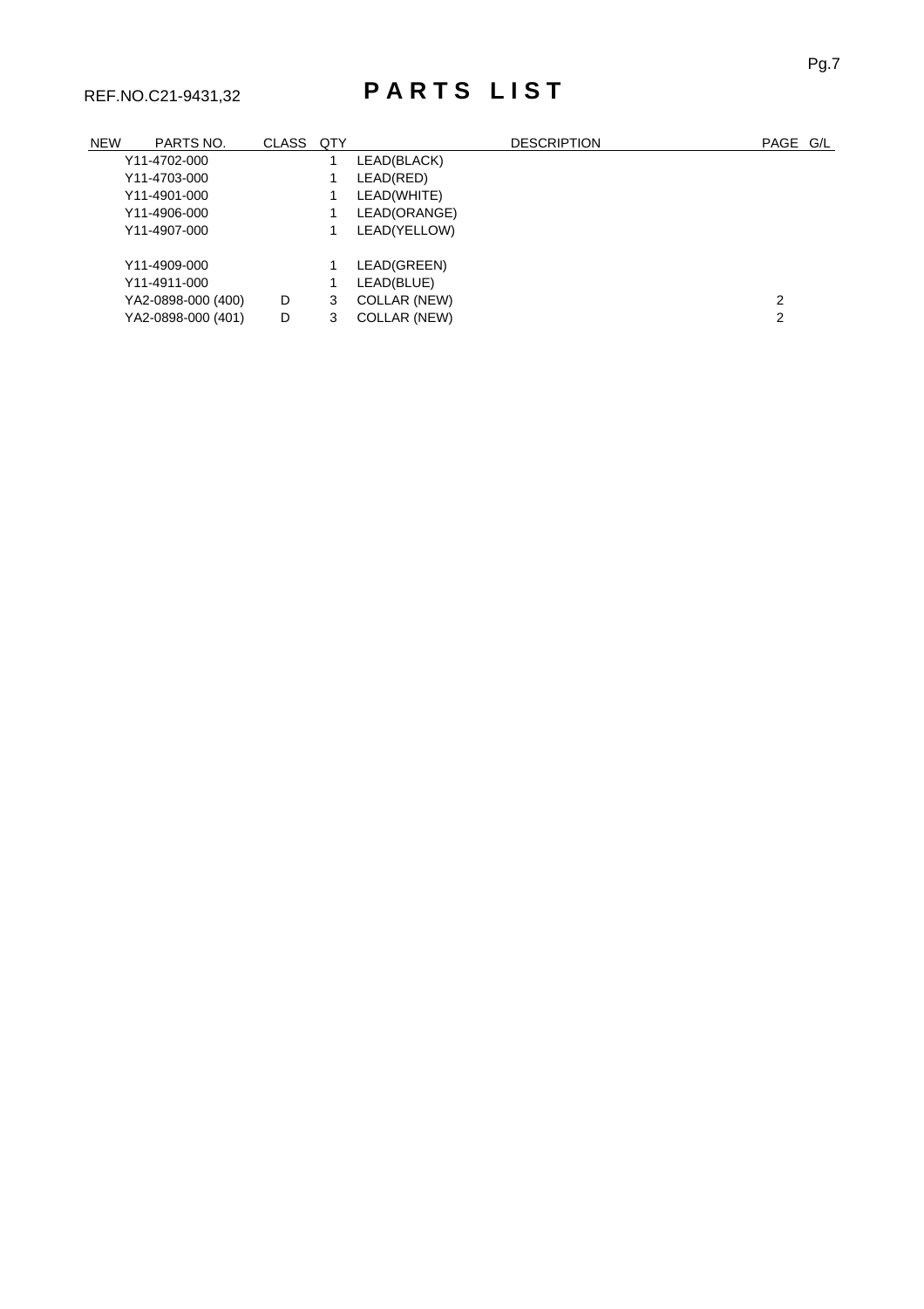REF.NO.C21-9431,32

# P A R T S  L I S T

| NEW | PARTS NO. | CLASS | QTY | DESCRIPTION | PAGE | G/L |
|---|---|---|---|---|---|---|
| | Y11-4702-000 | | 1 | LEAD(BLACK) | | |
| | Y11-4703-000 | | 1 | LEAD(RED) | | |
| | Y11-4901-000 | | 1 | LEAD(WHITE) | | |
| | Y11-4906-000 | | 1 | LEAD(ORANGE) | | |
| | Y11-4907-000 | | 1 | LEAD(YELLOW) | | |
| | Y11-4909-000 | | 1 | LEAD(GREEN) | | |
| | Y11-4911-000 | | 1 | LEAD(BLUE) | | |
| | YA2-0898-000 (400) | D | 3 | COLLAR (NEW) | 2 | |
| | YA2-0898-000 (401) | D | 3 | COLLAR (NEW) | 2 | |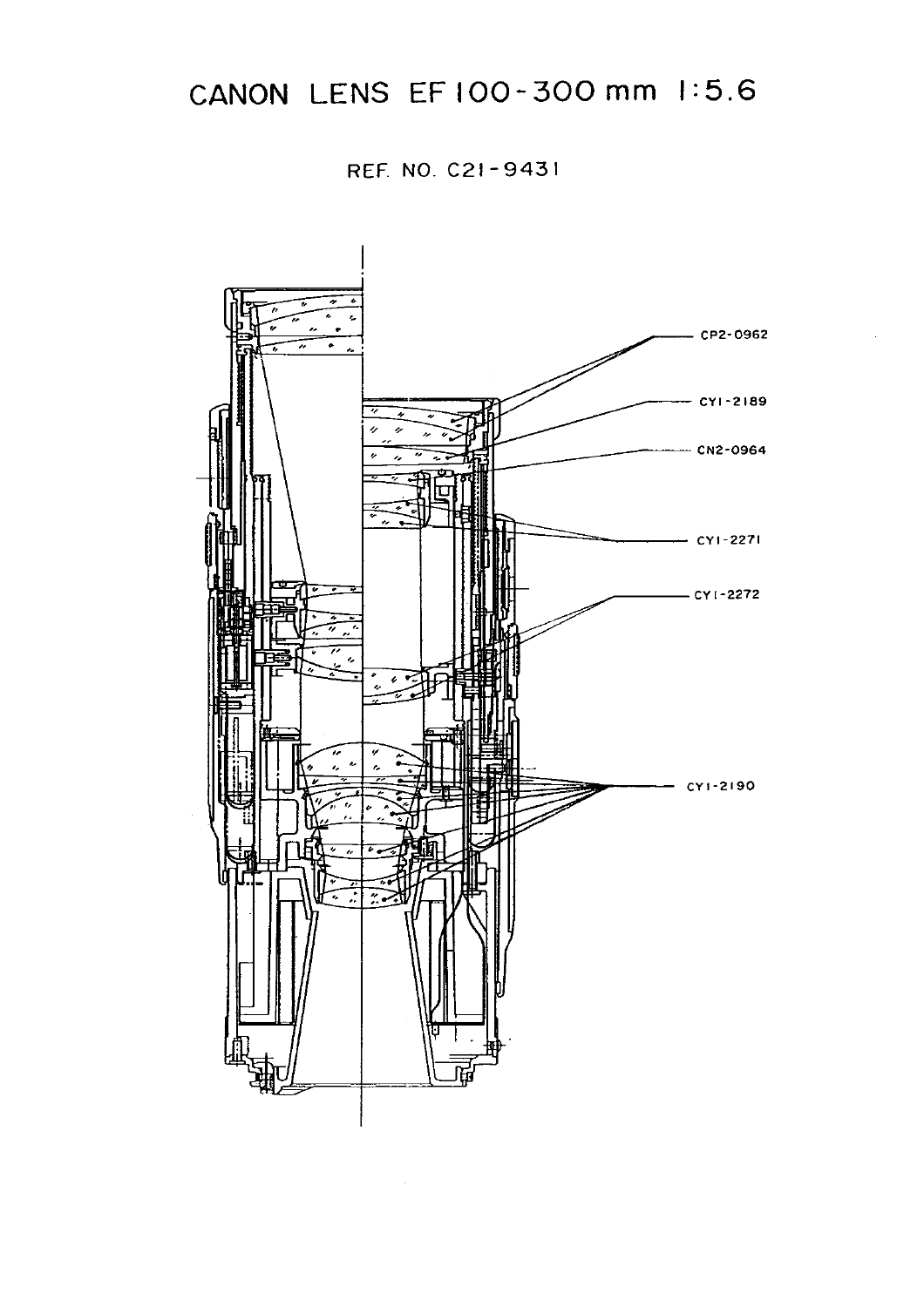# CANON LENS EF100-300mm 1:5.6

REF. NO. C21-9431

CP2-0962

CY1-2189

CN2-0964

CY1-2271

CY1-2272

CY1-2190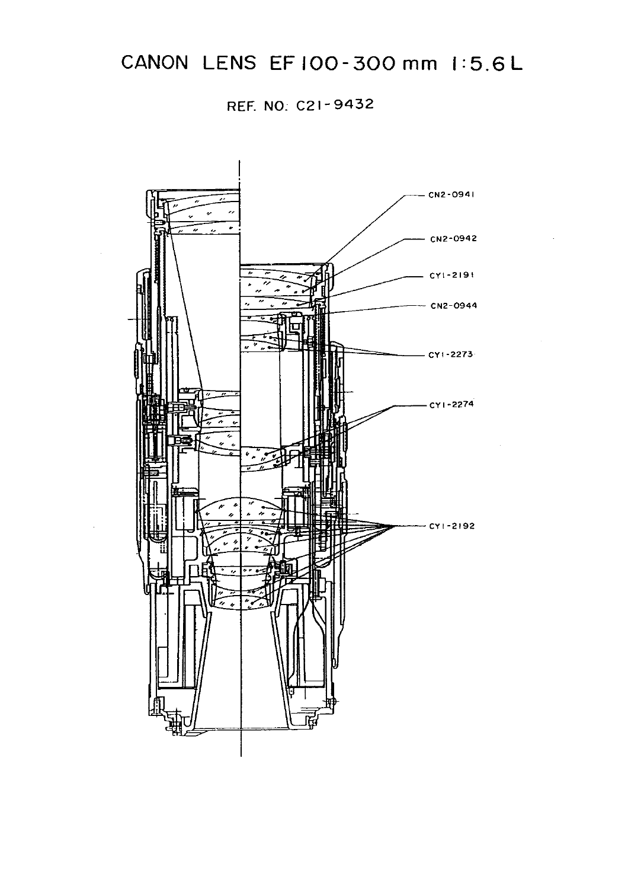# CANON LENS EF100-300mm 1:5.6L

REF. NO: C21-9432

CN2-0941

CN2-0942

CY1-2191

CN2-0944

CY1-2273

CY1-2274

CY1-2192